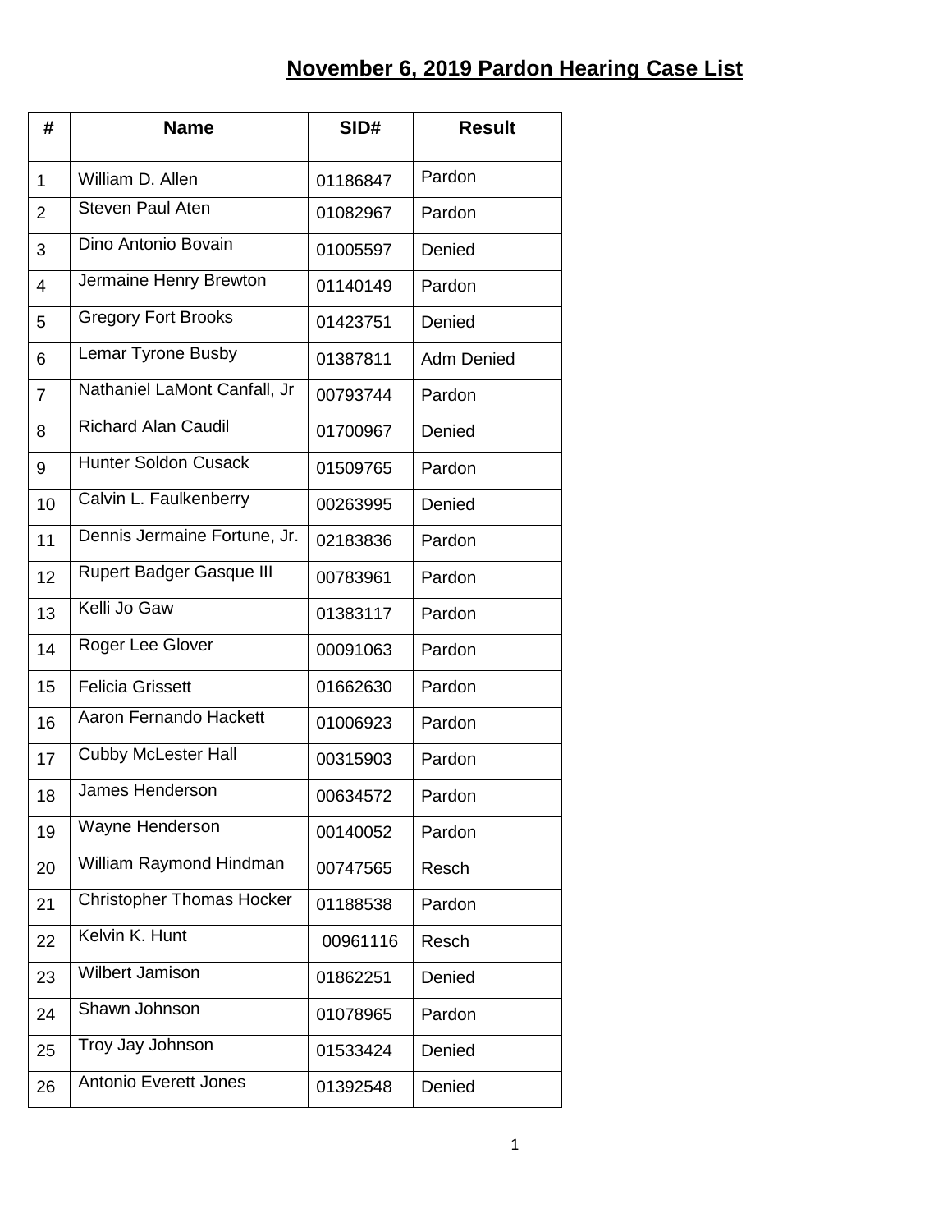# November 6, 2019 Pardon Hearing Case List

| # | Name | SID# | Result |
|---|---|---|---|
| 1 | William D. Allen | 01186847 | Pardon |
| 2 | Steven Paul Aten | 01082967 | Pardon |
| 3 | Dino Antonio Bovain | 01005597 | Denied |
| 4 | Jermaine Henry Brewton | 01140149 | Pardon |
| 5 | Gregory Fort Brooks | 01423751 | Denied |
| 6 | Lemar Tyrone Busby | 01387811 | Adm Denied |
| 7 | Nathaniel LaMont Canfall, Jr | 00793744 | Pardon |
| 8 | Richard Alan Caudil | 01700967 | Denied |
| 9 | Hunter Soldon Cusack | 01509765 | Pardon |
| 10 | Calvin L. Faulkenberry | 00263995 | Denied |
| 11 | Dennis Jermaine Fortune, Jr. | 02183836 | Pardon |
| 12 | Rupert Badger Gasque III | 00783961 | Pardon |
| 13 | Kelli Jo Gaw | 01383117 | Pardon |
| 14 | Roger Lee Glover | 00091063 | Pardon |
| 15 | Felicia Grissett | 01662630 | Pardon |
| 16 | Aaron Fernando Hackett | 01006923 | Pardon |
| 17 | Cubby McLester Hall | 00315903 | Pardon |
| 18 | James Henderson | 00634572 | Pardon |
| 19 | Wayne Henderson | 00140052 | Pardon |
| 20 | William Raymond Hindman | 00747565 | Resch |
| 21 | Christopher Thomas Hocker | 01188538 | Pardon |
| 22 | Kelvin K. Hunt | 00961116 | Resch |
| 23 | Wilbert Jamison | 01862251 | Denied |
| 24 | Shawn Johnson | 01078965 | Pardon |
| 25 | Troy Jay Johnson | 01533424 | Denied |
| 26 | Antonio Everett Jones | 01392548 | Denied |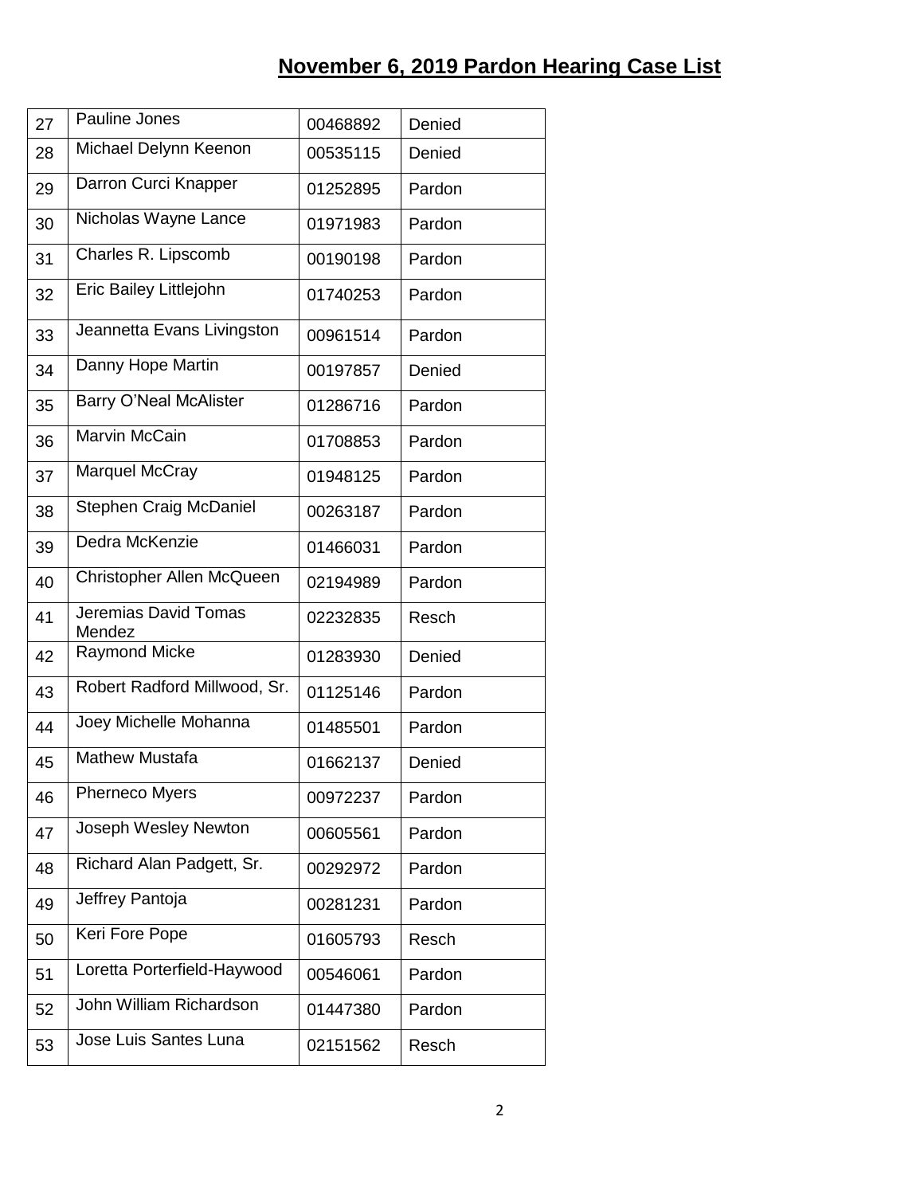# November 6, 2019 Pardon Hearing Case List

| | | | |
|---|---|---|---|
| 27 | Pauline Jones | 00468892 | Denied |
| 28 | Michael Delynn Keenon | 00535115 | Denied |
| 29 | Darron Curci Knapper | 01252895 | Pardon |
| 30 | Nicholas Wayne Lance | 01971983 | Pardon |
| 31 | Charles R. Lipscomb | 00190198 | Pardon |
| 32 | Eric Bailey Littlejohn | 01740253 | Pardon |
| 33 | Jeannetta Evans Livingston | 00961514 | Pardon |
| 34 | Danny Hope Martin | 00197857 | Denied |
| 35 | Barry O'Neal McAlister | 01286716 | Pardon |
| 36 | Marvin McCain | 01708853 | Pardon |
| 37 | Marquel McCray | 01948125 | Pardon |
| 38 | Stephen Craig McDaniel | 00263187 | Pardon |
| 39 | Dedra McKenzie | 01466031 | Pardon |
| 40 | Christopher Allen McQueen | 02194989 | Pardon |
| 41 | Jeremias David Tomas Mendez | 02232835 | Resch |
| 42 | Raymond Micke | 01283930 | Denied |
| 43 | Robert Radford Millwood, Sr. | 01125146 | Pardon |
| 44 | Joey Michelle Mohanna | 01485501 | Pardon |
| 45 | Mathew Mustafa | 01662137 | Denied |
| 46 | Pherneco Myers | 00972237 | Pardon |
| 47 | Joseph Wesley Newton | 00605561 | Pardon |
| 48 | Richard Alan Padgett, Sr. | 00292972 | Pardon |
| 49 | Jeffrey Pantoja | 00281231 | Pardon |
| 50 | Keri Fore Pope | 01605793 | Resch |
| 51 | Loretta Porterfield-Haywood | 00546061 | Pardon |
| 52 | John William Richardson | 01447380 | Pardon |
| 53 | Jose Luis Santes Luna | 02151562 | Resch |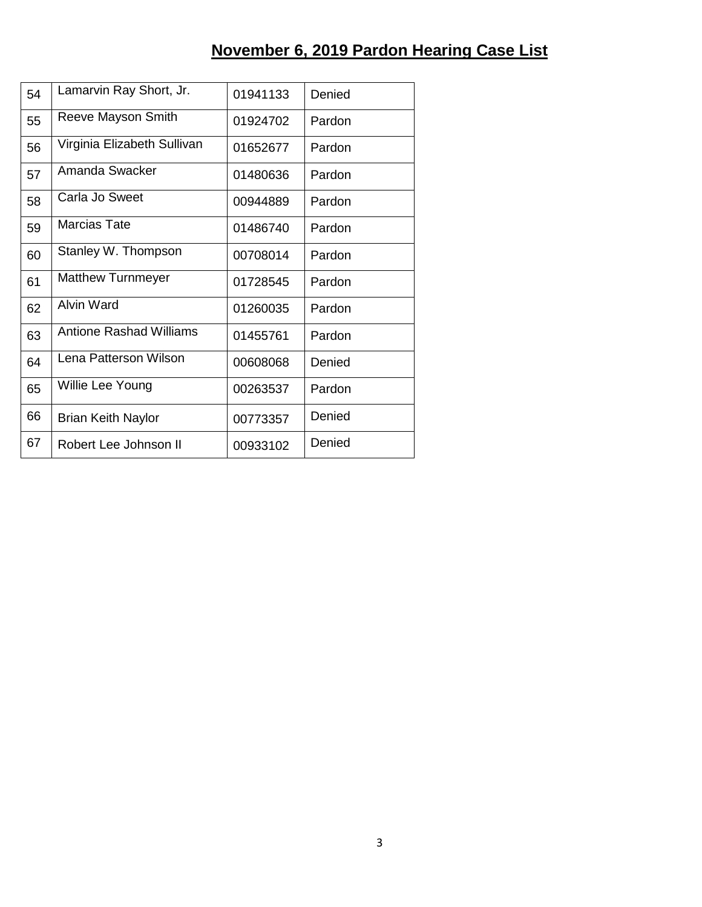## November 6, 2019 Pardon Hearing Case List

| | | | |
|---|---|---|---|
| 54 | Lamarvin Ray Short, Jr. | 01941133 | Denied |
| 55 | Reeve Mayson Smith | 01924702 | Pardon |
| 56 | Virginia Elizabeth Sullivan | 01652677 | Pardon |
| 57 | Amanda Swacker | 01480636 | Pardon |
| 58 | Carla Jo Sweet | 00944889 | Pardon |
| 59 | Marcias Tate | 01486740 | Pardon |
| 60 | Stanley W. Thompson | 00708014 | Pardon |
| 61 | Matthew Turnmeyer | 01728545 | Pardon |
| 62 | Alvin Ward | 01260035 | Pardon |
| 63 | Antione Rashad Williams | 01455761 | Pardon |
| 64 | Lena Patterson Wilson | 00608068 | Denied |
| 65 | Willie Lee Young | 00263537 | Pardon |
| 66 | Brian Keith Naylor | 00773357 | Denied |
| 67 | Robert Lee Johnson II | 00933102 | Denied |